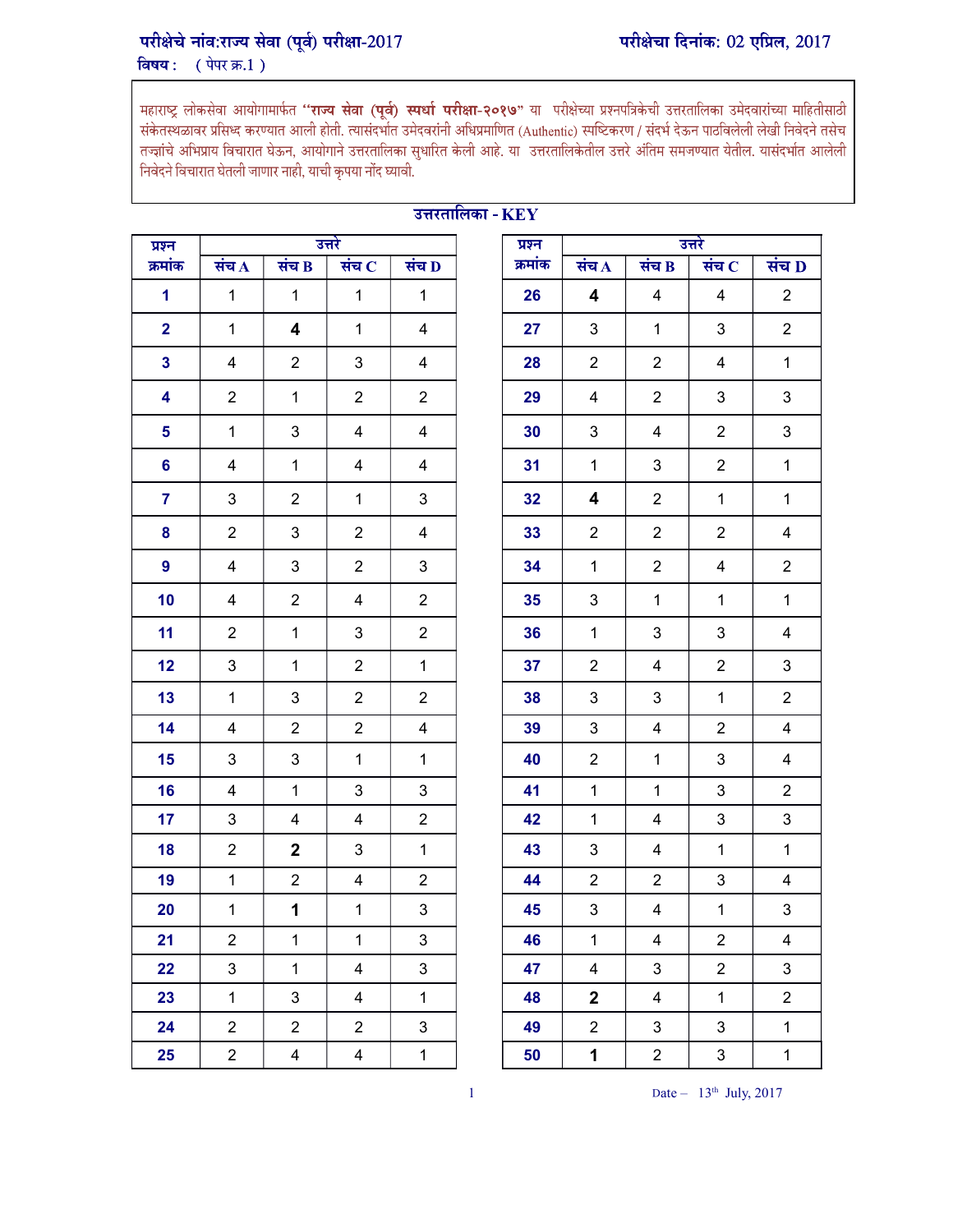**परीक्षेचे नांव:राज्य सेवा (पूर्व) परीक्षा-2017** **परीक्षेचा दिनांक: 02 एप्रिल, 2017**

**विषय :** ( पेपर क्र.1 )

महाराष्ट्र लोकसेवा आयोगामार्फत **"राज्य सेवा (पूर्व) स्पर्धा परीक्षा-२०१७"** या परीक्षेच्या प्रश्नपत्रिकेची उत्तरतालिका उमेदवारांच्या माहितीसाठी संकेतस्थळावर प्रसिध्द करण्यात आली होती. त्यासंदर्भात उमेदवारांनी अधिप्रमाणित (Authentic) स्पष्टिकरण / संदर्भ देऊन पाठविलेली लेखी निवेदने तसेच तज्ज्ञांचे अभिप्राय विचारात घेऊन, आयोगाने उत्तरतालिका सुधारित केली आहे. या उत्तरतालिकेतील उत्तरे अंतिम समजण्यात येतील. यासंदर्भात आलेली निवेदने विचारात घेतली जाणार नाही, याची कृपया नोंद घ्यावी.

## उत्तरतालिका - KEY

| प्रश्न क्रमांक | उत्तरे | | | |
|---|---|---|---|---|
| | संच A | संच B | संच C | संच D |
| **1** | 1 | 1 | 1 | 1 |
| **2** | 1 | **4** | 1 | 4 |
| **3** | 4 | 2 | 3 | 4 |
| **4** | 2 | 1 | 2 | 2 |
| **5** | 1 | 3 | 4 | 4 |
| **6** | 4 | 1 | 4 | 4 |
| **7** | 3 | 2 | 1 | 3 |
| **8** | 2 | 3 | 2 | 4 |
| **9** | 4 | 3 | 2 | 3 |
| **10** | 4 | 2 | 4 | 2 |
| **11** | 2 | 1 | 3 | 2 |
| **12** | 3 | 1 | 2 | 1 |
| **13** | 1 | 3 | 2 | 2 |
| **14** | 4 | 2 | 2 | 4 |
| **15** | 3 | 3 | 1 | 1 |
| **16** | 4 | 1 | 3 | 3 |
| **17** | 3 | 4 | 4 | 2 |
| **18** | 2 | **2** | 3 | 1 |
| **19** | 1 | 2 | 4 | 2 |
| **20** | 1 | **1** | 1 | 3 |
| **21** | 2 | 1 | 1 | 3 |
| **22** | 3 | 1 | 4 | 3 |
| **23** | 1 | 3 | 4 | 1 |
| **24** | 2 | 2 | 2 | 3 |
| **25** | 2 | 4 | 4 | 1 |

| प्रश्न क्रमांक | उत्तरे | | | |
|---|---|---|---|---|
| | संच A | संच B | संच C | संच D |
| **26** | **4** | 4 | 4 | 2 |
| **27** | 3 | 1 | 3 | 2 |
| **28** | 2 | 2 | 4 | 1 |
| **29** | 4 | 2 | 3 | 3 |
| **30** | 3 | 4 | 2 | 3 |
| **31** | 1 | 3 | 2 | 1 |
| **32** | **4** | 2 | 1 | 1 |
| **33** | 2 | 2 | 2 | 4 |
| **34** | 1 | 2 | 4 | 2 |
| **35** | 3 | 1 | 1 | 1 |
| **36** | 1 | 3 | 3 | 4 |
| **37** | 2 | 4 | 2 | 3 |
| **38** | 3 | 3 | 1 | 2 |
| **39** | 3 | 4 | 2 | 4 |
| **40** | 2 | 1 | 3 | 4 |
| **41** | 1 | 1 | 3 | 2 |
| **42** | 1 | 4 | 3 | 3 |
| **43** | 3 | 4 | 1 | 1 |
| **44** | 2 | 2 | 3 | 4 |
| **45** | 3 | 4 | 1 | 3 |
| **46** | 1 | 4 | 2 | 4 |
| **47** | 4 | 3 | 2 | 3 |
| **48** | **2** | 4 | 1 | 2 |
| **49** | 2 | 3 | 3 | 1 |
| **50** | **1** | 2 | 3 | 1 |

Date – 13th July, 2017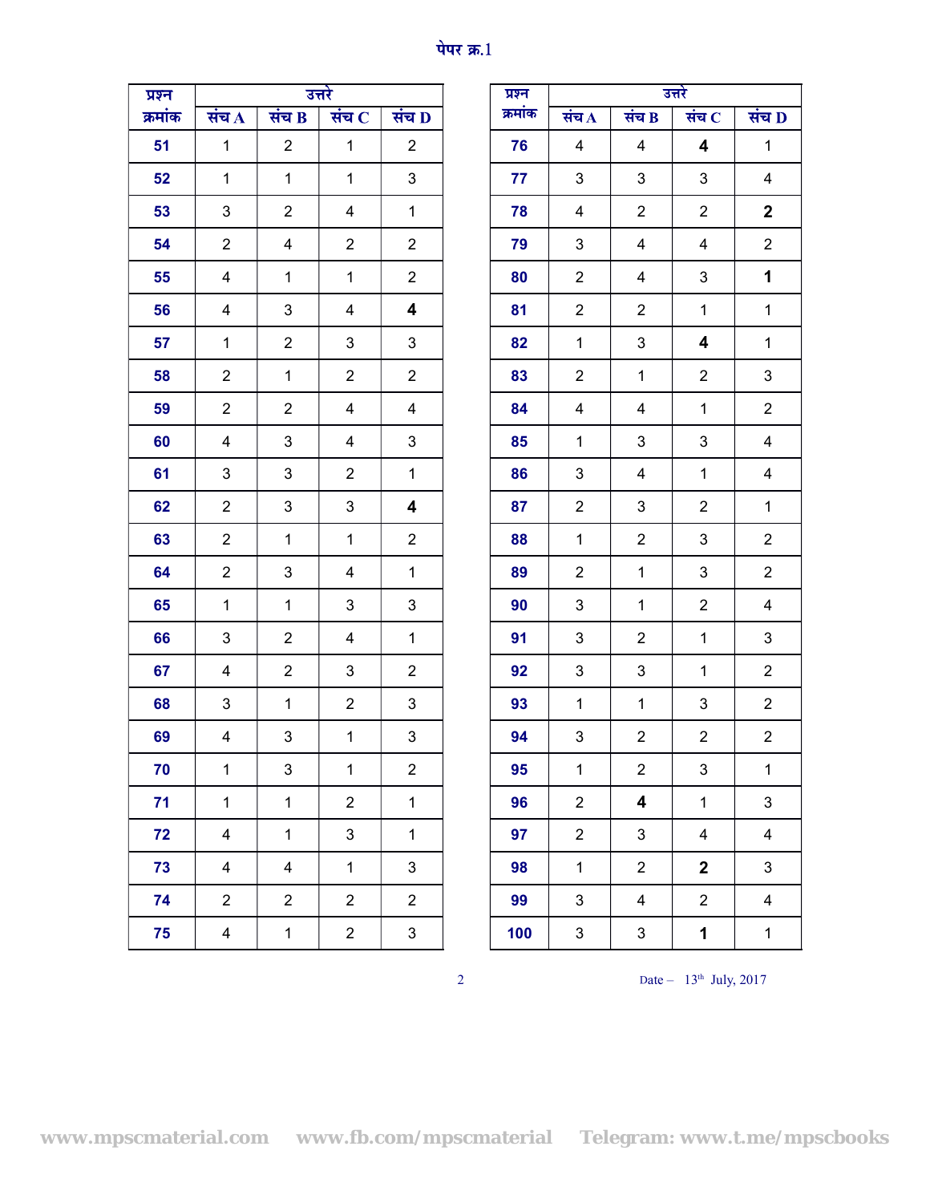# पेपर क्र.1

| प्रश्न क्रमांक | उत्तरे | | | |
|---|---|---|---|---|
| | संच A | संच B | संच C | संच D |
| 51 | 1 | 2 | 1 | 2 |
| 52 | 1 | 1 | 1 | 3 |
| 53 | 3 | 2 | 4 | 1 |
| 54 | 2 | 4 | 2 | 2 |
| 55 | 4 | 1 | 1 | 2 |
| 56 | 4 | 3 | 4 | **4** |
| 57 | 1 | 2 | 3 | 3 |
| 58 | 2 | 1 | 2 | 2 |
| 59 | 2 | 2 | 4 | 4 |
| 60 | 4 | 3 | 4 | 3 |
| 61 | 3 | 3 | 2 | 1 |
| 62 | 2 | 3 | 3 | **4** |
| 63 | 2 | 1 | 1 | 2 |
| 64 | 2 | 3 | 4 | 1 |
| 65 | 1 | 1 | 3 | 3 |
| 66 | 3 | 2 | 4 | 1 |
| 67 | 4 | 2 | 3 | 2 |
| 68 | 3 | 1 | 2 | 3 |
| 69 | 4 | 3 | 1 | 3 |
| 70 | 1 | 3 | 1 | 2 |
| 71 | 1 | 1 | 2 | 1 |
| 72 | 4 | 1 | 3 | 1 |
| 73 | 4 | 4 | 1 | 3 |
| 74 | 2 | 2 | 2 | 2 |
| 75 | 4 | 1 | 2 | 3 |
| 76 | 4 | 4 | **4** | 1 |
| 77 | 3 | 3 | 3 | 4 |
| 78 | 4 | 2 | 2 | **2** |
| 79 | 3 | 4 | 4 | 2 |
| 80 | 2 | 4 | 3 | **1** |
| 81 | 2 | 2 | 1 | 1 |
| 82 | 1 | 3 | **4** | 1 |
| 83 | 2 | 1 | 2 | 3 |
| 84 | 4 | 4 | 1 | 2 |
| 85 | 1 | 3 | 3 | 4 |
| 86 | 3 | 4 | 1 | 4 |
| 87 | 2 | 3 | 2 | 1 |
| 88 | 1 | 2 | 3 | 2 |
| 89 | 2 | 1 | 3 | 2 |
| 90 | 3 | 1 | 2 | 4 |
| 91 | 3 | 2 | 1 | 3 |
| 92 | 3 | 3 | 1 | 2 |
| 93 | 1 | 1 | 3 | 2 |
| 94 | 3 | 2 | 2 | 2 |
| 95 | 1 | 2 | 3 | 1 |
| 96 | 2 | **4** | 1 | 3 |
| 97 | 2 | 3 | 4 | 4 |
| 98 | 1 | 2 | **2** | 3 |
| 99 | 3 | 4 | 2 | 4 |
| 100 | 3 | 3 | **1** | 1 |

Date – 13th July, 2017